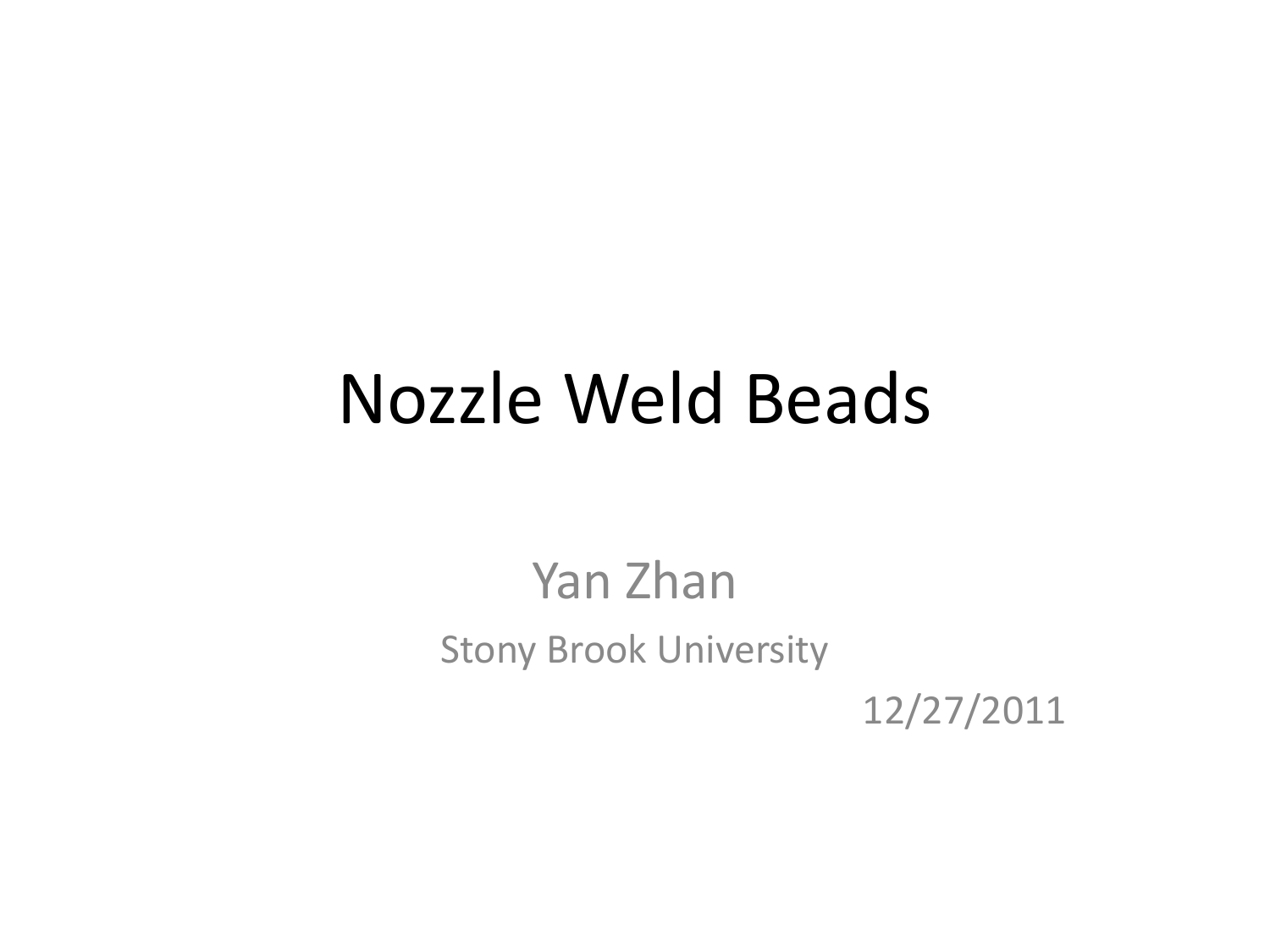# Nozzle Weld Beads

Yan Zhan

Stony Brook University

12/27/2011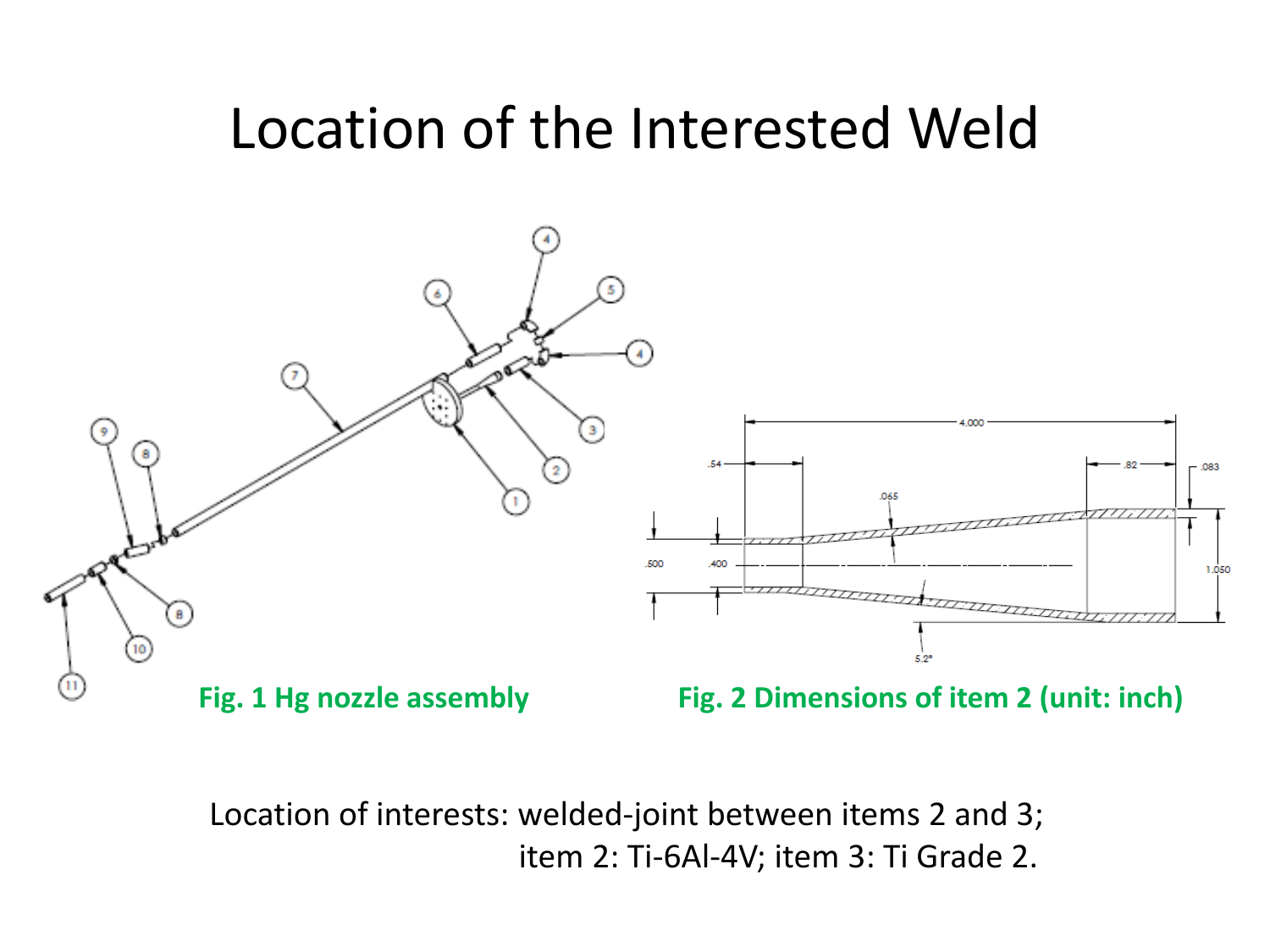# Location of the Interested Weld

**Fig. 1 Hg nozzle assembly**

**Fig. 2 Dimensions of item 2 (unit: inch)**

Location of interests: welded-joint between items 2 and 3;
item 2: Ti-6Al-4V; item 3: Ti Grade 2.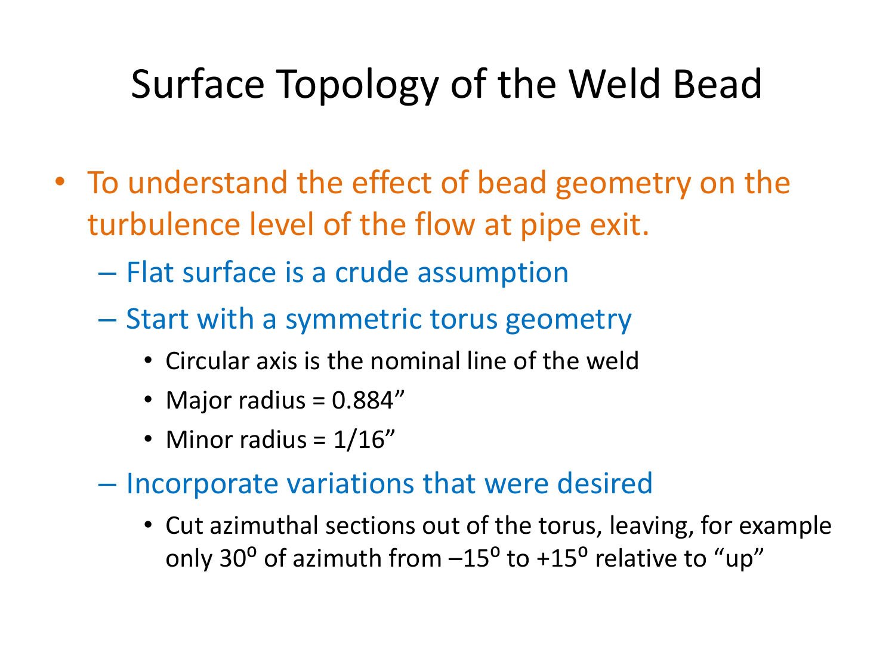# Surface Topology of the Weld Bead

- To understand the effect of bead geometry on the turbulence level of the flow at pipe exit.
  - Flat surface is a crude assumption
  - Start with a symmetric torus geometry
    - Circular axis is the nominal line of the weld
    - Major radius = 0.884”
    - Minor radius = 1/16”
  - Incorporate variations that were desired
    - Cut azimuthal sections out of the torus, leaving, for example only 30$^o$ of azimuth from –15$^o$ to +15$^o$ relative to “up”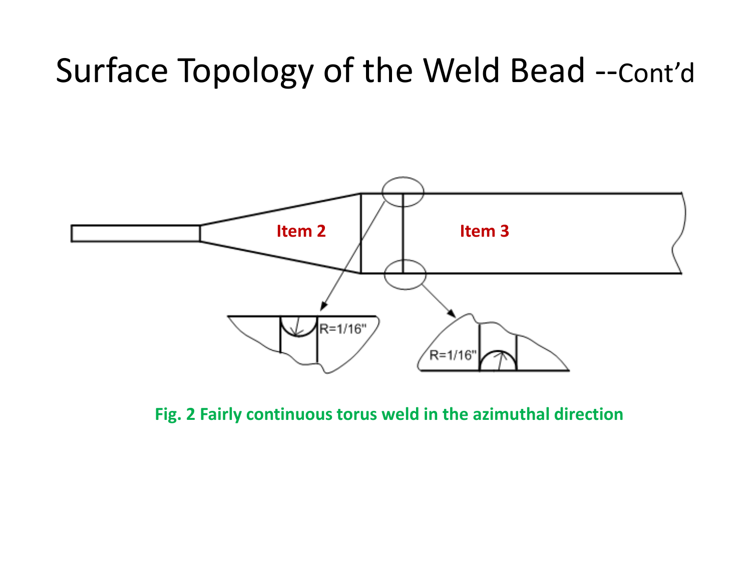# Surface Topology of the Weld Bead --Cont'd

Item 2

Item 3

R=1/16"

R=1/16"

**Fig. 2 Fairly continuous torus weld in the azimuthal direction**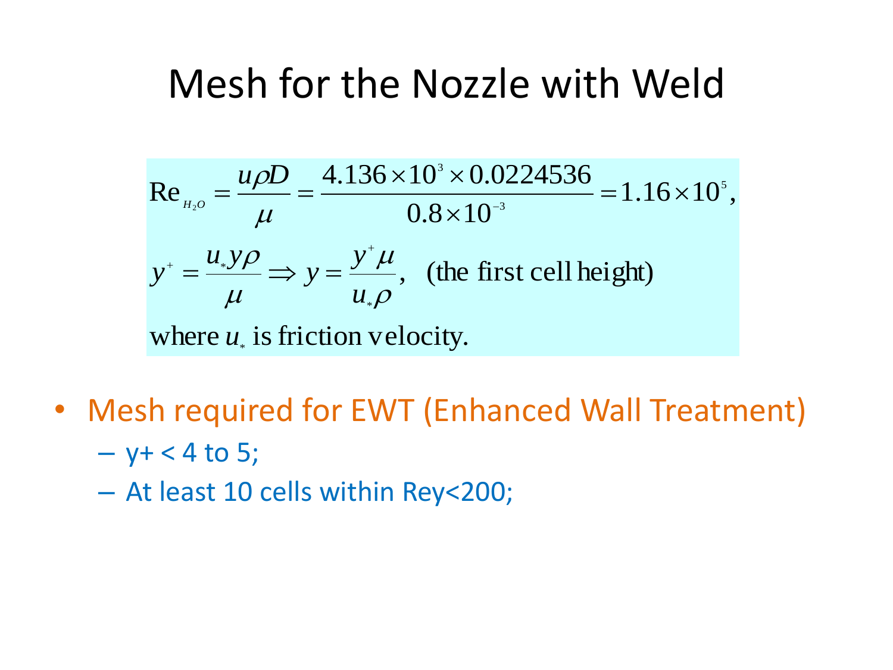# Mesh for the Nozzle with Weld

$$\text{Re}_{H_2O} = \frac{u\rho D}{\mu} = \frac{4.136\times10^{3}\times0.0224536}{0.8\times10^{-3}} = 1.16\times10^{5},$$

$$y^{+} = \frac{u_{*} y \rho}{\mu} \Rightarrow y = \frac{y^{+}\mu}{u_{*}\rho}, \quad \text{(the first cell height)}$$

where $u_*$ is friction velocity.

- Mesh required for EWT (Enhanced Wall Treatment)
  - y+ < 4 to 5;
  - At least 10 cells within Rey<200;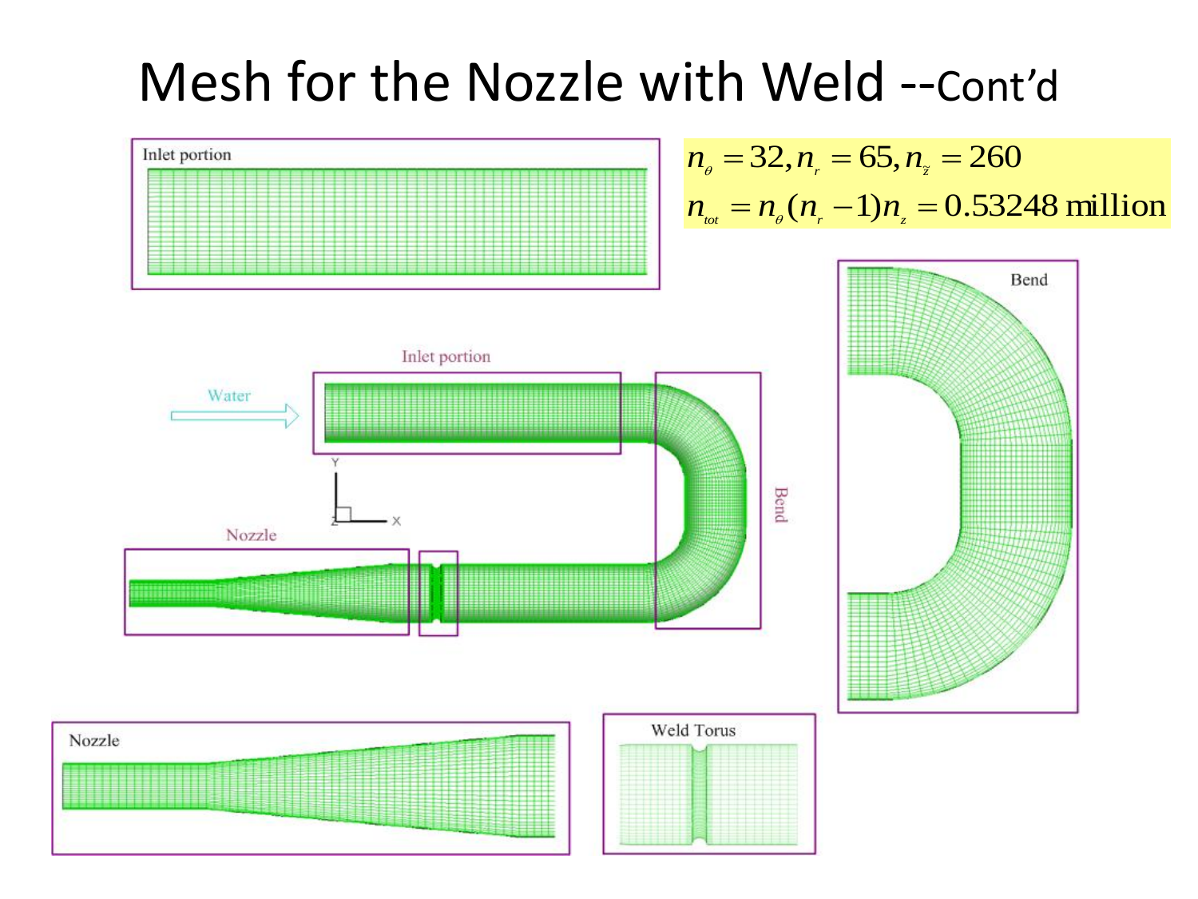# Mesh for the Nozzle with Weld --Cont'd

$$n_\theta = 32, n_r = 65, n_{\tilde{z}} = 260$$

$$n_{tot} = n_\theta (n_r - 1) n_z = 0.53248 \text{ million}$$

Inlet portion

Water

Inlet portion

Bend

Nozzle

Bend

Nozzle

Weld Torus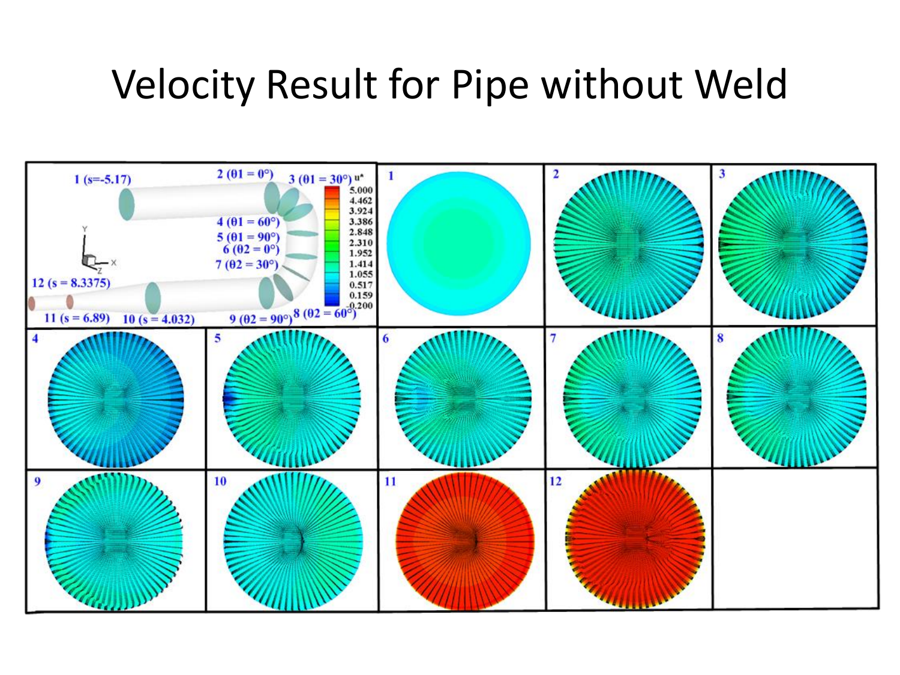# Velocity Result for Pipe without Weld

1 (s=-5.17)
2 (θ1 = 0°)
3 (θ1 = 30°)
4 (θ1 = 60°)
5 (θ1 = 90°)
6 (θ2 = 0°)
7 (θ2 = 30°)
8 (θ2 = 60°)
9 (θ2 = 90°)
10 (s = 4.032)
11 (s = 6.89)
12 (s = 8.3375)

u*
5.000
4.462
3.924
3.386
2.848
2.310
1.952
1.414
1.055
0.517
0.159
-0.200

1
2
3
4
5
6
7
8
9
10
11
12